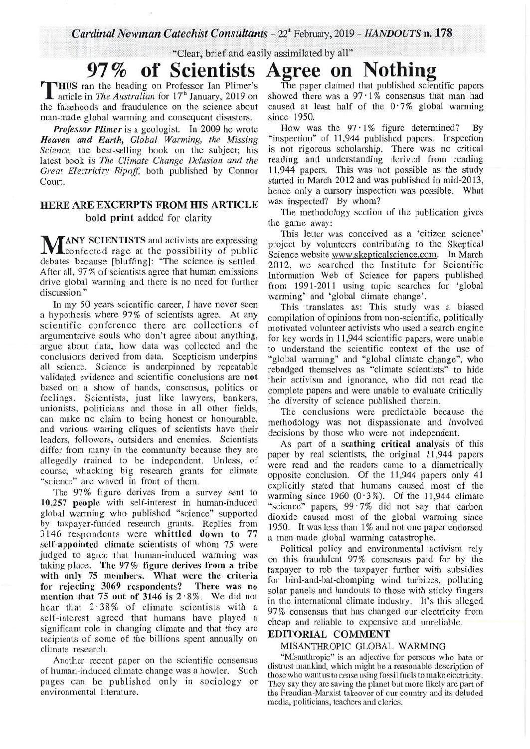*Cardinal Newman Catechist Consultants* - 22nd February, 2019 - *HANDOUTS* n. 178

"Clear, brief and easily assimilated by all"

# 97% of Scientists Agree on Nothing

THUS ran the heading on Professor Ian Plimer's article in *The Australian* for 17th January, 2019 on the falsehoods and fraudulence on the science about man-made global warming and consequent disasters.

***Professor Plimer*** is a geologist. In 2009 he wrote ***Heaven and Earth, Global Warming, the Missing Science***, the best-selling book on the subject; his latest book is *The Climate Change Delusion and the Great Electricity Ripoff*, both published by Connor Court.

## HERE ARE EXCERPTS FROM HIS ARTICLE

**bold print** added for clarity

MANY SCIENTISTS and activists are expressing confected rage at the possibility of public debates because [bluffing]: "The science is settled. After all, 97% of scientists agree that human emissions drive global warming and there is no need for further discussion."

In my 50 years scientific career, I have never seen a hypothesis where 97% of scientists agree. At any scientific conference there are collections of argumentative souls who don't agree about anything, argue about data, how data was collected and the conclusions derived from data. Scepticism underpins all science. Science is underpinned by repeatable validated evidence and scientific conclusions are **not** based on a show of hands, consensus, politics or feelings. Scientists, just like lawyers, bankers, unionists, politicians and those in all other fields, can make no claim to being honest or honourable, and various warring cliques of scientists have their leaders, followers, outsiders and enemies. Scientists differ from many in the community because they are allegedly trained to be independent. Unless, of course, whacking big research grants for climate "science" are waved in front of them.

The 97% figure derives from a survey sent to **10,257 people** with self-interest in human-induced global warming who published "science" supported by taxpayer-funded research grants. Replies from 3146 respondents were **whittled down to 77 self-appointed climate scientists** of whom 75 were judged to agree that human-induced warming was taking place. **The 97% figure derives from a tribe with only 75 members. What were the criteria for rejecting 3069 respondents? There was no mention that 75 out of 3146 is 2·8%.** We did not hear that 2·38% of climate scientists with a self-interest agreed that humans have played a significant role in changing climate and that they are recipients of some of the billions spent annually on climate research.

Another recent paper on the scientific consensus of human-induced climate change was a howler. Such pages can be published only in sociology or environmental literature.

The paper claimed that published scientific papers showed there was a 97·1% consensus that man had caused at least half of the 0·7% global warming since 1950.

How was the 97·1% figure determined? By "inspection" of 11,944 published papers. Inspection is not rigorous scholarship. There was no critical reading and understanding derived from reading 11,944 papers. This was not possible as the study started in March 2012 and was published in mid-2013, hence only a cursory inspection was possible. What was inspected? By whom?

The methodology section of the publication gives the game away:

This letter was conceived as a 'citizen science' project by volunteers contributing to the Skeptical Science website www.skepticalscience.com. In March 2012, we searched the Institute for Scientific Information Web of Science for papers published from 1991-2011 using topic searches for 'global warming' and 'global climate change'.

This translates as: This study was a biased compilation of opinions from non-scientific, politically motivated volunteer activists who used a search engine for key words in 11,944 scientific papers, were unable to understand the scientific context of the use of "global warming" and "global climate change", who rebadged themselves as "climate scientists" to hide their activism and ignorance, who did not read the complete papers and were unable to evaluate critically the diversity of science published therein.

The conclusions were predictable because the methodology was not dispassionate and involved decisions by those who were not independent.

As part of a **scathing critical analysis** of this paper by real scientists, the original 11,944 papers were read and the readers came to a diametrically opposite conclusion. Of the 11,944 papers only 41 explicitly stated that humans caused most of the warming since 1960 (0·3%). Of the 11,944 climate "science" papers, 99·7% did not say that carbon dioxide caused most of the global warming since 1950. It was less than 1% and not one paper endorsed a man-made global warming catastrophe.

Political policy and environmental activism rely on this fraudulent 97% consensus paid for by the taxpayer to rob the taxpayer further with subsidies for bird-and-bat-chomping wind turbines, polluting solar panels and handouts to those with sticky fingers in the international climate industry. It's this alleged 97% consensus that has changed our electricity from cheap and reliable to expensive and unreliable.

## EDITORIAL COMMENT

MISANTHROPIC GLOBAL WARMING

"Misanthropic" is an adjective for persons who hate or distrust mankind, which might be a reasonable description of those who want us to cease using fossil fuels to make electricity. They say they are saving the planet but more likely are part of the Freudian-Marxist takeover of our country and its deluded media, politicians, teachers and clerics.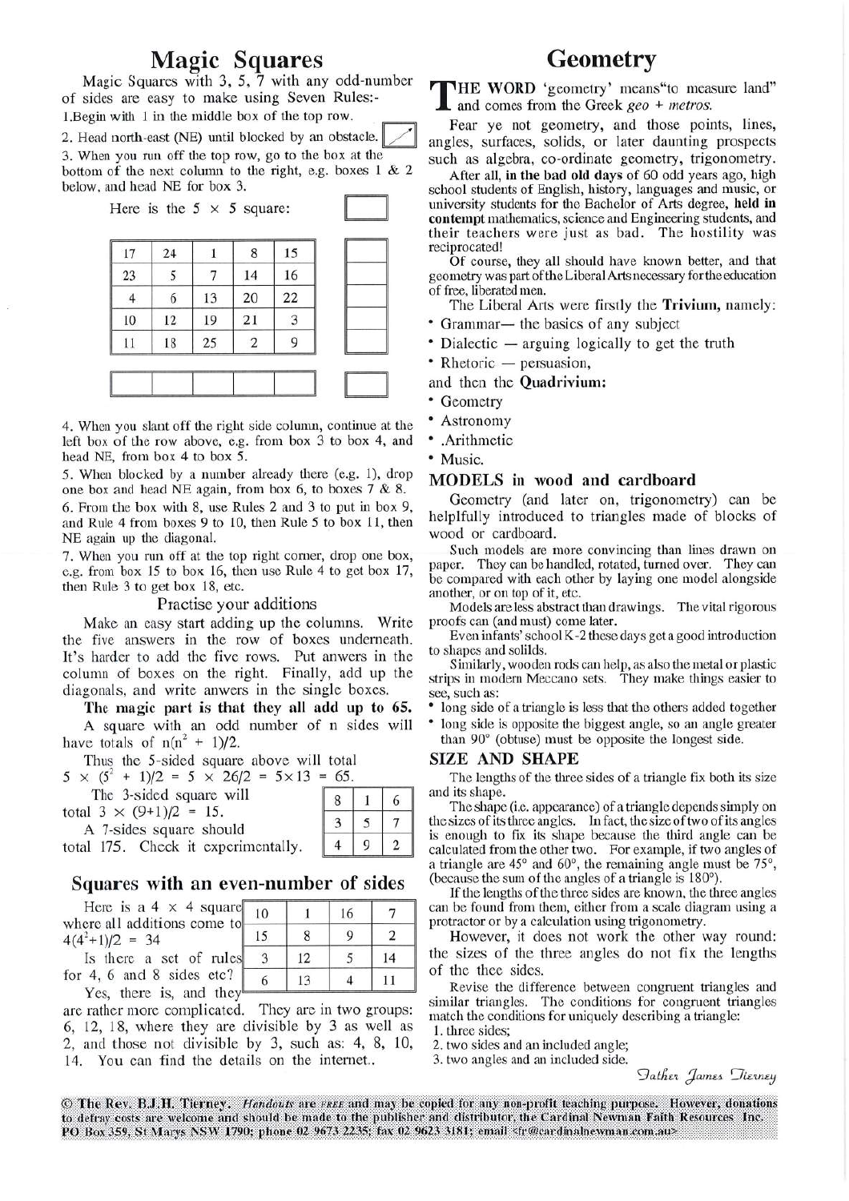# Magic Squares

Magic Squares with 3, 5, 7 with any odd-number of sides are easy to make using Seven Rules:-

1.Begin with 1 in the middle box of the top row.

2. Head north-east (NE) until blocked by an obstacle.

3. When you run off the top row, go to the box at the bottom of the next column to the right, e.g. boxes 1 & 2 below, and head NE for box 3.

Here is the 5 × 5 square:

| | | | | |
|---|---|---|---|---|
| 17 | 24 | 1 | 8 | 15 |
| 23 | 5 | 7 | 14 | 16 |
| 4 | 6 | 13 | 20 | 22 |
| 10 | 12 | 19 | 21 | 3 |
| 11 | 18 | 25 | 2 | 9 |

4. When you slant off the right side column, continue at the left box of the row above, e.g. from box 3 to box 4, and head NE, from box 4 to box 5.

5. When blocked by a number already there (e.g. 1), drop one box and head NE again, from box 6, to boxes 7 & 8.

6. From the box with 8, use Rules 2 and 3 to put in box 9, and Rule 4 from boxes 9 to 10, then Rule 5 to box 11, then NE again up the diagonal.

7. When you run off at the top right corner, drop one box, e.g. from box 15 to box 16, then use Rule 4 to get box 17, then Rule 3 to get box 18, etc.

### Practise your additions

Make an easy start adding up the columns. Write the five answers in the row of boxes underneath. It's harder to add the five rows. Put anwers in the column of boxes on the right. Finally, add up the diagonals, and write anwers in the single boxes.

**The magic part is that they all add up to 65.**

A square with an odd number of n sides will have totals of $n(n^2 + 1)/2$.

Thus the 5-sided square above will total $5 \times (5^2 + 1)/2 = 5 \times 26/2 = 5 \times 13 = 65$.

The 3-sided square will total $3 \times (9+1)/2 = 15$.

| | | |
|---|---|---|
| 8 | 1 | 6 |
| 3 | 5 | 7 |
| 4 | 9 | 2 |

A 7-sides square should total 175. Check it experimentally.

## Squares with an even-number of sides

Here is a 4 × 4 square where all additions come to $4(4^2+1)/2 = 34$

| | | | |
|---|---|---|---|
| 10 | 1 | 16 | 7 |
| 15 | 8 | 9 | 2 |
| 3 | 12 | 5 | 14 |
| 6 | 13 | 4 | 11 |

Is there a set of rules for 4, 6 and 8 sides etc?

Yes, there is, and they are rather more complicated. They are in two groups: 6, 12, 18, where they are divisible by 3 as well as 2, and those not divisible by 3, such as: 4, 8, 10, 14. You can find the details on the internet..

# Geometry

**THE WORD** 'geometry' means"to measure land" and comes from the Greek *geo + metros.*

Fear ye not geometry, and those points, lines, angles, surfaces, solids, or later daunting prospects such as algebra, co-ordinate geometry, trigonometry.

After all, **in the bad old days** of 60 odd years ago, high school students of English, history, languages and music, or university students for the Bachelor of Arts degree, **held in contempt** mathematics, science and Engineering students, and their teachers were just as bad. The hostility was reciprocated!

Of course, they all should have known better, and that geometry was part of the Liberal Arts necessary for the education of free, liberated men.

The Liberal Arts were firstly the **Trivium**, namely:

- Grammar— the basics of any subject
- Dialectic — arguing logically to get the truth
- Rhetoric — persuasion,

and then the **Quadrivium:**

- Geometry
- Astronomy
- .Arithmetic
- Music.

### MODELS in wood and cardboard

Geometry (and later on, trigonometry) can be helplfully introduced to triangles made of blocks of wood or cardboard.

Such models are more convincing than lines drawn on paper. They can be handled, rotated, turned over. They can be compared with each other by laying one model alongside another, or on top of it, etc.

Models are less abstract than drawings. The vital rigorous proofs can (and must) come later.

Even infants' school K-2 these days get a good introduction to shapes and solids.

Similarly, wooden rods can help, as also the metal or plastic strips in modern Meccano sets. They make things easier to see, such as:

- long side of a triangle is less that the others added together
- long side is opposite the biggest angle, so an angle greater than 90° (obtuse) must be opposite the longest side.

### SIZE AND SHAPE

The lengths of the three sides of a triangle fix both its size and its shape.

The shape (i.e. appearance) of a triangle depends simply on the sizes of its three angles. In fact, the size of two of its angles is enough to fix its shape because the third angle can be calculated from the other two. For example, if two angles of a triangle are 45° and 60°, the remaining angle must be 75°, (because the sum of the angles of a triangle is 180°).

If the lengths of the three sides are known, the three angles can be found from them, either from a scale diagram using a protractor or by a calculation using trigonometry.

However, it does not work the other way round: the sizes of the three angles do not fix the lengths of the thee sides.

Revise the difference between congruent triangles and similar triangles. The conditions for congruent triangles match the conditions for uniquely describing a triangle:

1. three sides;
2. two sides and an included angle;
3. two angles and an included side.

*Father James Tierney*

© The Rev. B.J.H. Tierney. *Handouts* are FREE and may be copied for any non-profit teaching purpose. However, donations to defray costs are welcome and should be made to the publisher and distributor, the Cardinal Newman Faith Resources Inc. PO Box 359, St Marys NSW 1790; phone 02 9673 2235; fax 02 9623 3181; email <fr@cardinalnewman.com.au>